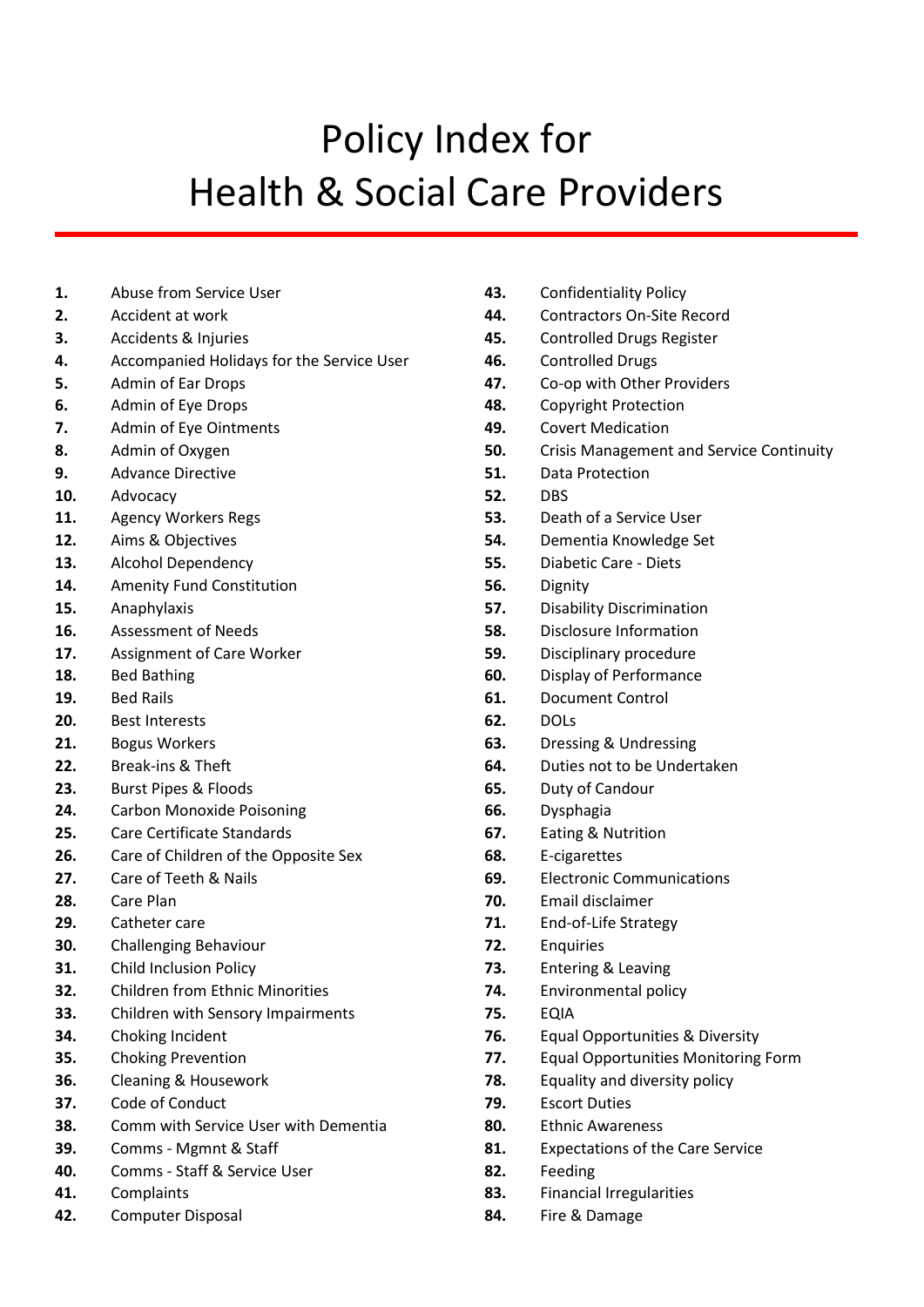# Policy Index for Health & Social Care Providers

1. Abuse from Service User
2. Accident at work
3. Accidents & Injuries
4. Accompanied Holidays for the Service User
5. Admin of Ear Drops
6. Admin of Eye Drops
7. Admin of Eye Ointments
8. Admin of Oxygen
9. Advance Directive
10. Advocacy
11. Agency Workers Regs
12. Aims & Objectives
13. Alcohol Dependency
14. Amenity Fund Constitution
15. Anaphylaxis
16. Assessment of Needs
17. Assignment of Care Worker
18. Bed Bathing
19. Bed Rails
20. Best Interests
21. Bogus Workers
22. Break-ins & Theft
23. Burst Pipes & Floods
24. Carbon Monoxide Poisoning
25. Care Certificate Standards
26. Care of Children of the Opposite Sex
27. Care of Teeth & Nails
28. Care Plan
29. Catheter care
30. Challenging Behaviour
31. Child Inclusion Policy
32. Children from Ethnic Minorities
33. Children with Sensory Impairments
34. Choking Incident
35. Choking Prevention
36. Cleaning & Housework
37. Code of Conduct
38. Comm with Service User with Dementia
39. Comms - Mgmnt & Staff
40. Comms - Staff & Service User
41. Complaints
42. Computer Disposal
43. Confidentiality Policy
44. Contractors On-Site Record
45. Controlled Drugs Register
46. Controlled Drugs
47. Co-op with Other Providers
48. Copyright Protection
49. Covert Medication
50. Crisis Management and Service Continuity
51. Data Protection
52. DBS
53. Death of a Service User
54. Dementia Knowledge Set
55. Diabetic Care - Diets
56. Dignity
57. Disability Discrimination
58. Disclosure Information
59. Disciplinary procedure
60. Display of Performance
61. Document Control
62. DOLs
63. Dressing & Undressing
64. Duties not to be Undertaken
65. Duty of Candour
66. Dysphagia
67. Eating & Nutrition
68. E-cigarettes
69. Electronic Communications
70. Email disclaimer
71. End-of-Life Strategy
72. Enquiries
73. Entering & Leaving
74. Environmental policy
75. EQIA
76. Equal Opportunities & Diversity
77. Equal Opportunities Monitoring Form
78. Equality and diversity policy
79. Escort Duties
80. Ethnic Awareness
81. Expectations of the Care Service
82. Feeding
83. Financial Irregularities
84. Fire & Damage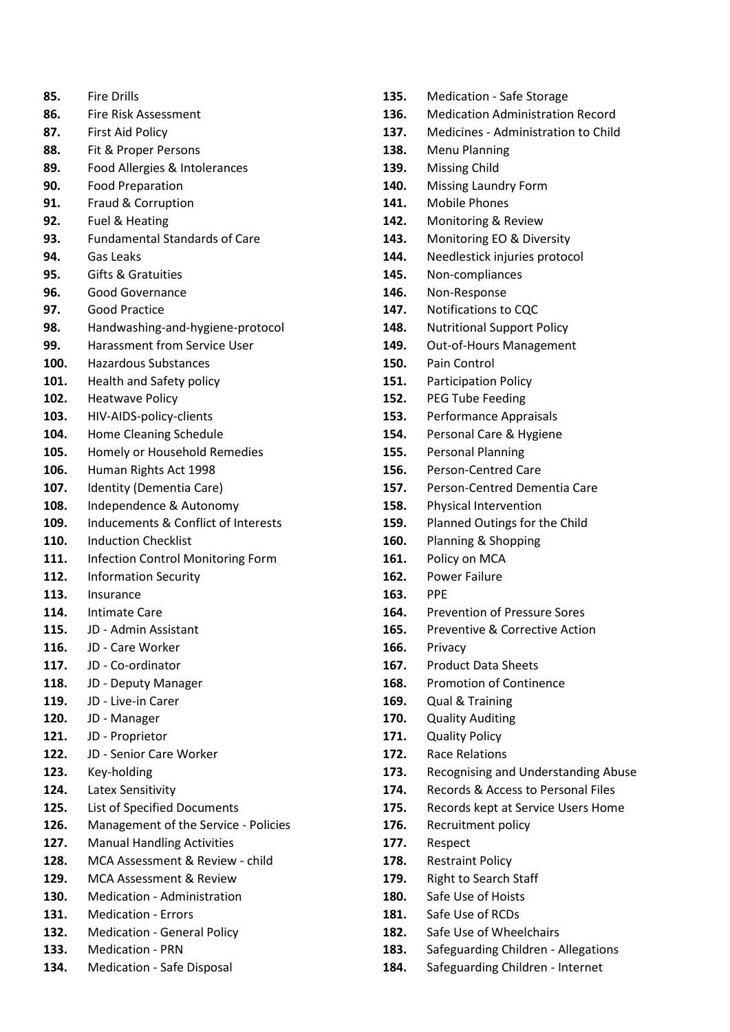85. Fire Drills
86. Fire Risk Assessment
87. First Aid Policy
88. Fit & Proper Persons
89. Food Allergies & Intolerances
90. Food Preparation
91. Fraud & Corruption
92. Fuel & Heating
93. Fundamental Standards of Care
94. Gas Leaks
95. Gifts & Gratuities
96. Good Governance
97. Good Practice
98. Handwashing-and-hygiene-protocol
99. Harassment from Service User
100. Hazardous Substances
101. Health and Safety policy
102. Heatwave Policy
103. HIV-AIDS-policy-clients
104. Home Cleaning Schedule
105. Homely or Household Remedies
106. Human Rights Act 1998
107. Identity (Dementia Care)
108. Independence & Autonomy
109. Inducements & Conflict of Interests
110. Induction Checklist
111. Infection Control Monitoring Form
112. Information Security
113. Insurance
114. Intimate Care
115. JD - Admin Assistant
116. JD - Care Worker
117. JD - Co-ordinator
118. JD - Deputy Manager
119. JD - Live-in Carer
120. JD - Manager
121. JD - Proprietor
122. JD - Senior Care Worker
123. Key-holding
124. Latex Sensitivity
125. List of Specified Documents
126. Management of the Service - Policies
127. Manual Handling Activities
128. MCA Assessment & Review - child
129. MCA Assessment & Review
130. Medication - Administration
131. Medication - Errors
132. Medication - General Policy
133. Medication - PRN
134. Medication - Safe Disposal
135. Medication - Safe Storage
136. Medication Administration Record
137. Medicines - Administration to Child
138. Menu Planning
139. Missing Child
140. Missing Laundry Form
141. Mobile Phones
142. Monitoring & Review
143. Monitoring EO & Diversity
144. Needlestick injuries protocol
145. Non-compliances
146. Non-Response
147. Notifications to CQC
148. Nutritional Support Policy
149. Out-of-Hours Management
150. Pain Control
151. Participation Policy
152. PEG Tube Feeding
153. Performance Appraisals
154. Personal Care & Hygiene
155. Personal Planning
156. Person-Centred Care
157. Person-Centred Dementia Care
158. Physical Intervention
159. Planned Outings for the Child
160. Planning & Shopping
161. Policy on MCA
162. Power Failure
163. PPE
164. Prevention of Pressure Sores
165. Preventive & Corrective Action
166. Privacy
167. Product Data Sheets
168. Promotion of Continence
169. Qual & Training
170. Quality Auditing
171. Quality Policy
172. Race Relations
173. Recognising and Understanding Abuse
174. Records & Access to Personal Files
175. Records kept at Service Users Home
176. Recruitment policy
177. Respect
178. Restraint Policy
179. Right to Search Staff
180. Safe Use of Hoists
181. Safe Use of RCDs
182. Safe Use of Wheelchairs
183. Safeguarding Children - Allegations
184. Safeguarding Children - Internet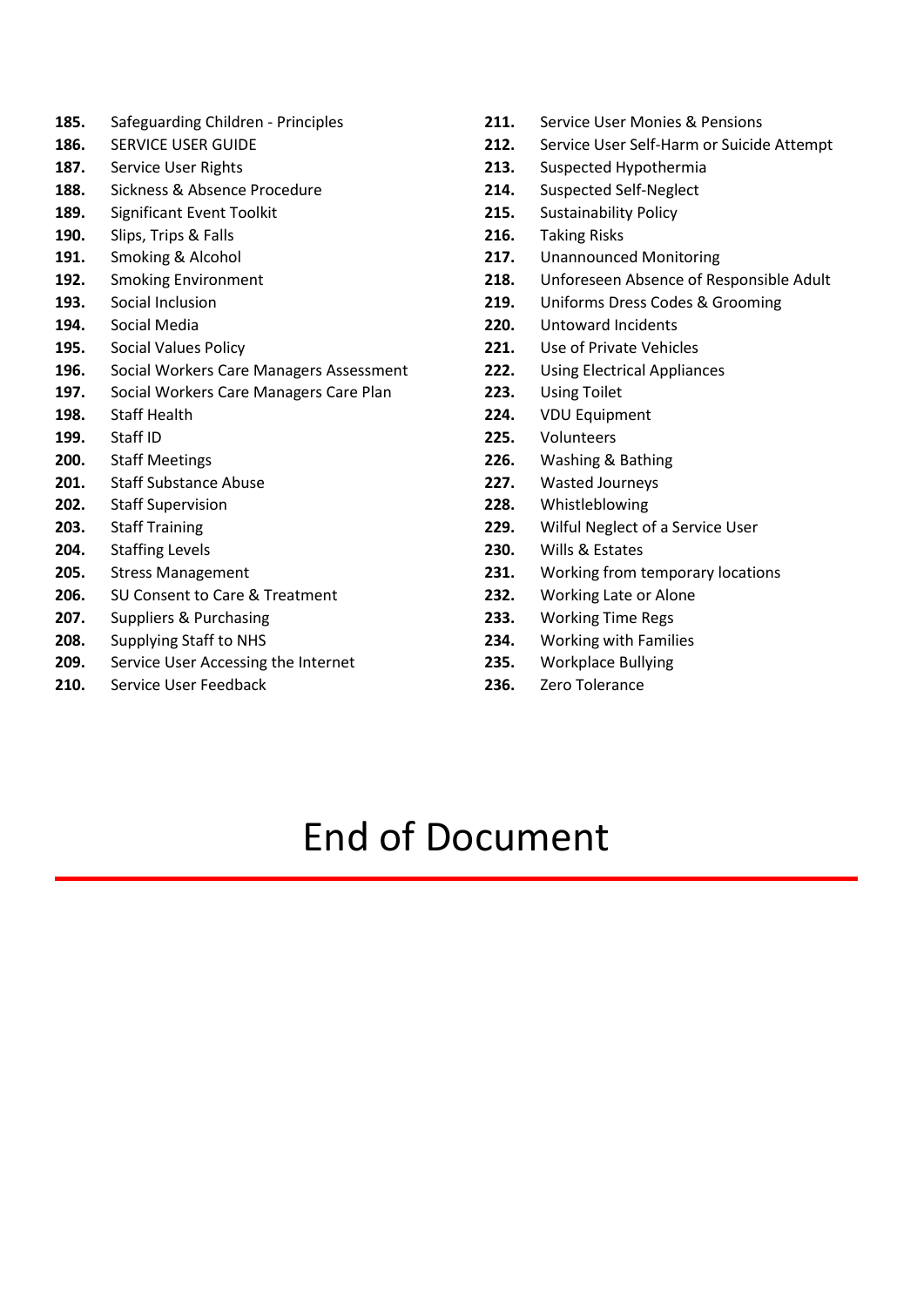185. Safeguarding Children - Principles
186. SERVICE USER GUIDE
187. Service User Rights
188. Sickness & Absence Procedure
189. Significant Event Toolkit
190. Slips, Trips & Falls
191. Smoking & Alcohol
192. Smoking Environment
193. Social Inclusion
194. Social Media
195. Social Values Policy
196. Social Workers Care Managers Assessment
197. Social Workers Care Managers Care Plan
198. Staff Health
199. Staff ID
200. Staff Meetings
201. Staff Substance Abuse
202. Staff Supervision
203. Staff Training
204. Staffing Levels
205. Stress Management
206. SU Consent to Care & Treatment
207. Suppliers & Purchasing
208. Supplying Staff to NHS
209. Service User Accessing the Internet
210. Service User Feedback
211. Service User Monies & Pensions
212. Service User Self-Harm or Suicide Attempt
213. Suspected Hypothermia
214. Suspected Self-Neglect
215. Sustainability Policy
216. Taking Risks
217. Unannounced Monitoring
218. Unforeseen Absence of Responsible Adult
219. Uniforms Dress Codes & Grooming
220. Untoward Incidents
221. Use of Private Vehicles
222. Using Electrical Appliances
223. Using Toilet
224. VDU Equipment
225. Volunteers
226. Washing & Bathing
227. Wasted Journeys
228. Whistleblowing
229. Wilful Neglect of a Service User
230. Wills & Estates
231. Working from temporary locations
232. Working Late or Alone
233. Working Time Regs
234. Working with Families
235. Workplace Bullying
236. Zero Tolerance

# End of Document